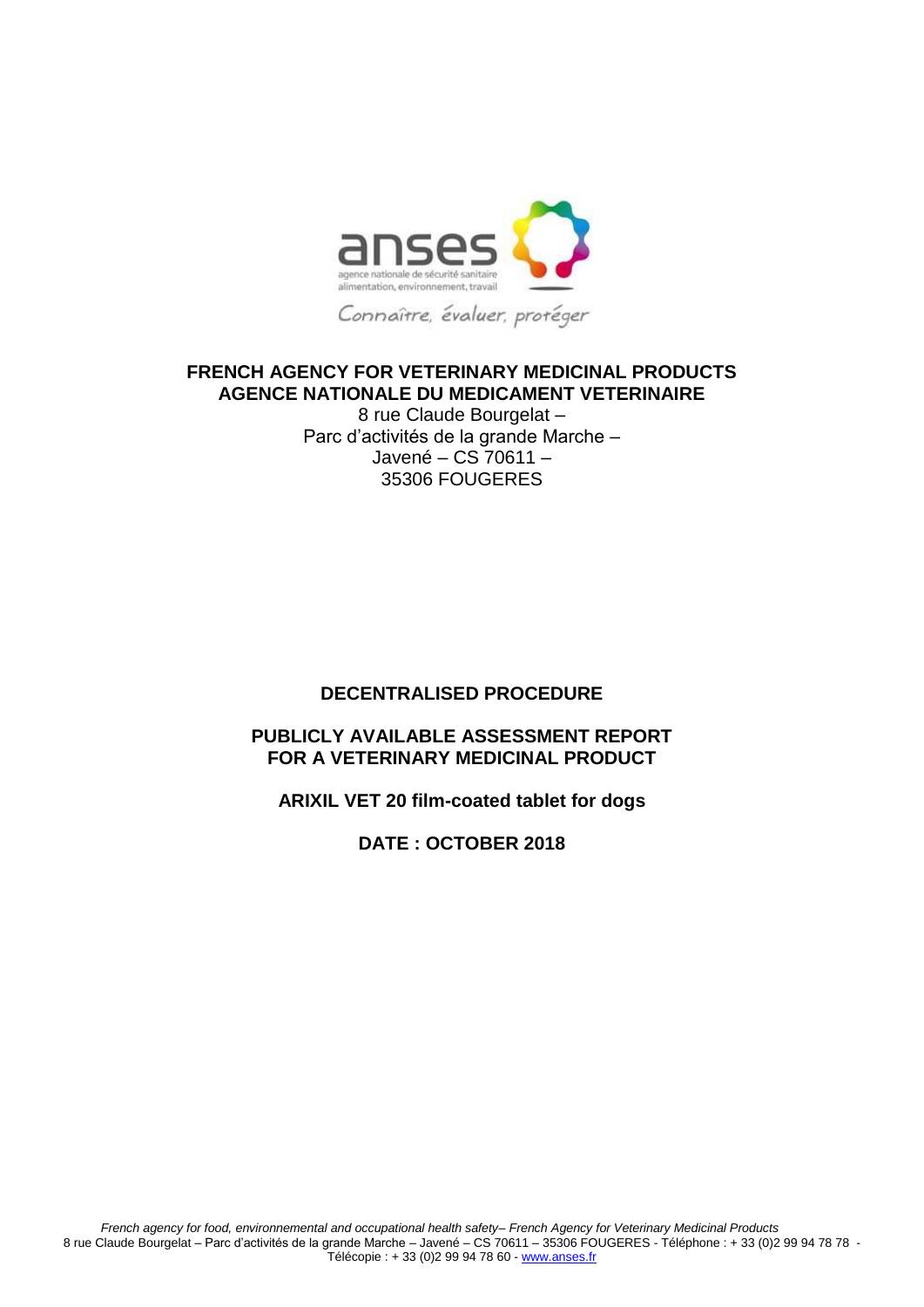**FRENCH AGENCY FOR VETERINARY MEDICINAL PRODUCTS**
**AGENCE NATIONALE DU MEDICAMENT VETERINAIRE**
8 rue Claude Bourgelat –
Parc d'activités de la grande Marche –
Javené – CS 70611 –
35306 FOUGERES

**DECENTRALISED PROCEDURE**

**PUBLICLY AVAILABLE ASSESSMENT REPORT FOR A VETERINARY MEDICINAL PRODUCT**

**ARIXIL VET 20 film-coated tablet for dogs**

**DATE : OCTOBER 2018**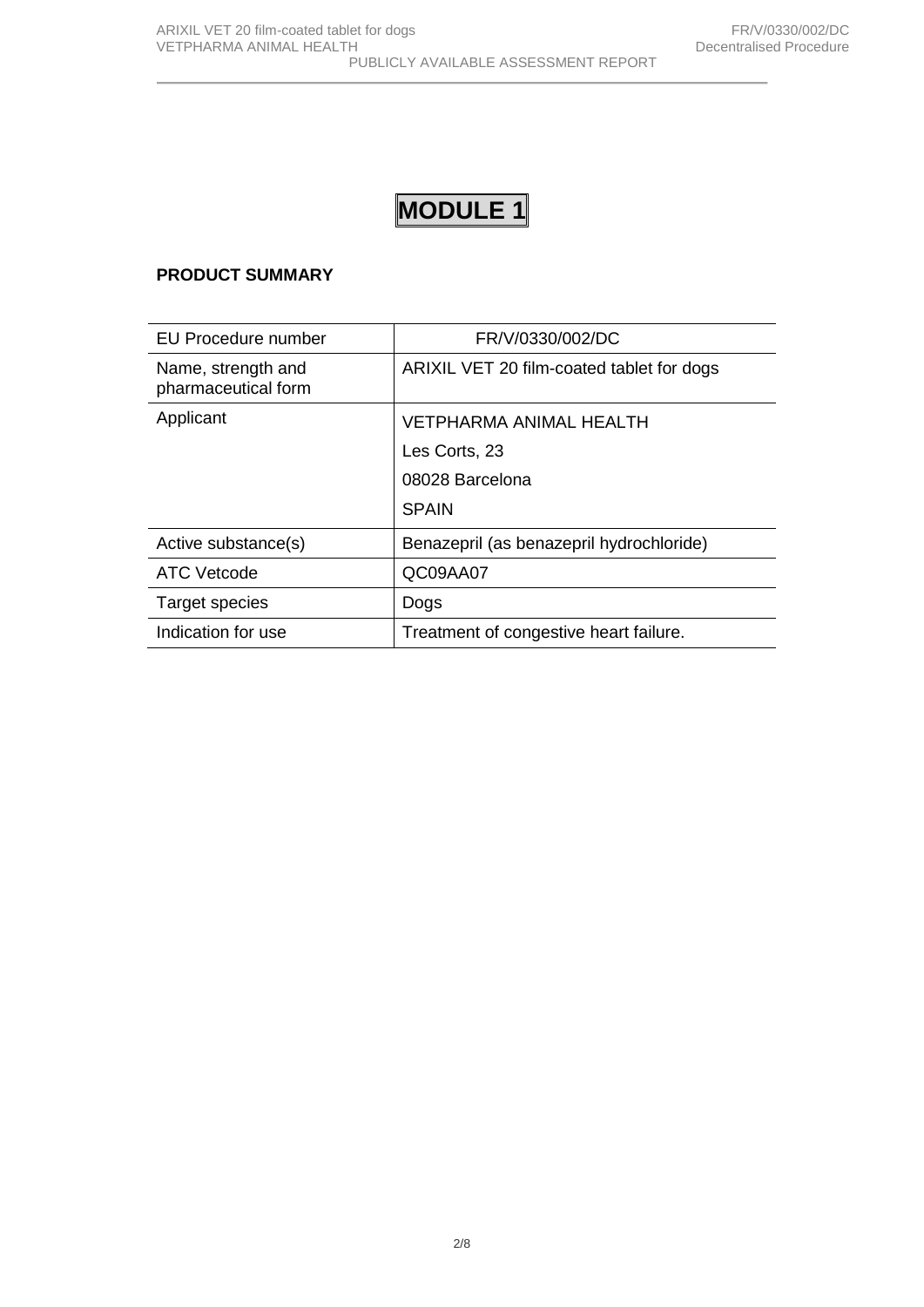# MODULE 1

**PRODUCT SUMMARY**

| | |
|---|---|
| EU Procedure number | FR/V/0330/002/DC |
| Name, strength and pharmaceutical form | ARIXIL VET 20 film-coated tablet for dogs |
| Applicant | VETPHARMA ANIMAL HEALTH<br>Les Corts, 23<br>08028 Barcelona<br>SPAIN |
| Active substance(s) | Benazepril (as benazepril hydrochloride) |
| ATC Vetcode | QC09AA07 |
| Target species | Dogs |
| Indication for use | Treatment of congestive heart failure. |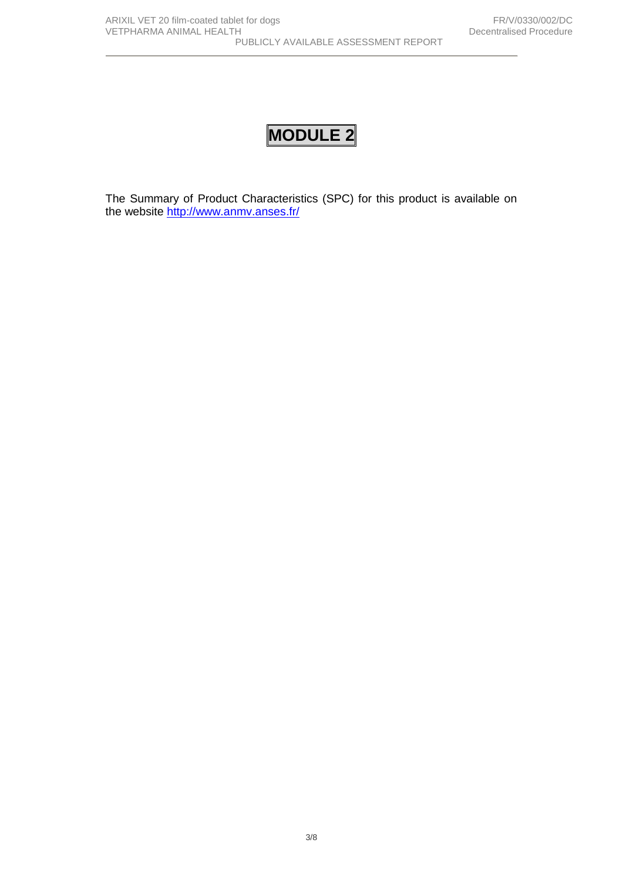# MODULE 2

The Summary of Product Characteristics (SPC) for this product is available on the website http://www.anmv.anses.fr/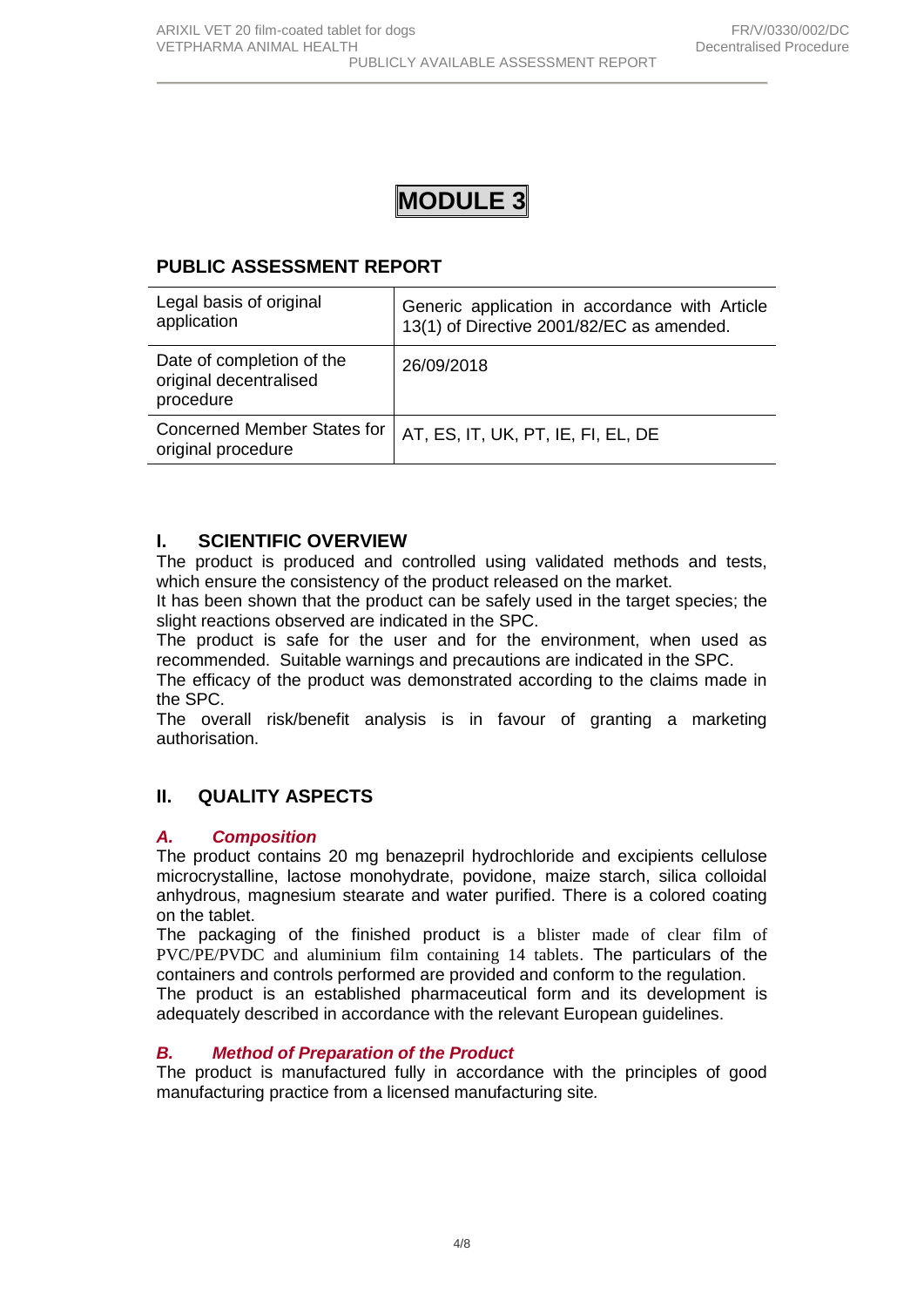# MODULE 3

## PUBLIC ASSESSMENT REPORT

| Legal basis of original application | Generic application in accordance with Article 13(1) of Directive 2001/82/EC as amended. |
|---|---|
| Date of completion of the original decentralised procedure | 26/09/2018 |
| Concerned Member States for original procedure | AT, ES, IT, UK, PT, IE, FI, EL, DE |

## I. SCIENTIFIC OVERVIEW

The product is produced and controlled using validated methods and tests, which ensure the consistency of the product released on the market.

It has been shown that the product can be safely used in the target species; the slight reactions observed are indicated in the SPC.

The product is safe for the user and for the environment, when used as recommended. Suitable warnings and precautions are indicated in the SPC.

The efficacy of the product was demonstrated according to the claims made in the SPC.

The overall risk/benefit analysis is in favour of granting a marketing authorisation.

## II. QUALITY ASPECTS

### *A. Composition*

The product contains 20 mg benazepril hydrochloride and excipients cellulose microcrystalline, lactose monohydrate, povidone, maize starch, silica colloidal anhydrous, magnesium stearate and water purified. There is a colored coating on the tablet.

The packaging of the finished product is a blister made of clear film of PVC/PE/PVDC and aluminium film containing 14 tablets. The particulars of the containers and controls performed are provided and conform to the regulation.

The product is an established pharmaceutical form and its development is adequately described in accordance with the relevant European guidelines.

### *B. Method of Preparation of the Product*

The product is manufactured fully in accordance with the principles of good manufacturing practice from a licensed manufacturing site.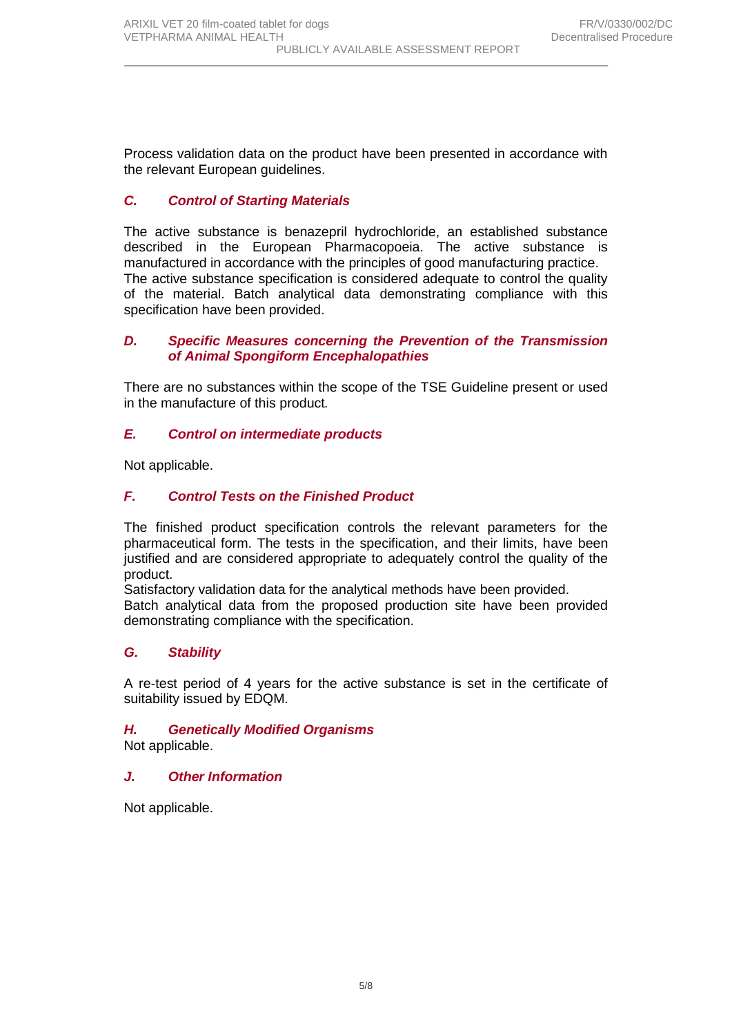Process validation data on the product have been presented in accordance with the relevant European guidelines.

### *C. Control of Starting Materials*

The active substance is benazepril hydrochloride, an established substance described in the European Pharmacopoeia. The active substance is manufactured in accordance with the principles of good manufacturing practice.
The active substance specification is considered adequate to control the quality of the material. Batch analytical data demonstrating compliance with this specification have been provided.

### *D. Specific Measures concerning the Prevention of the Transmission of Animal Spongiform Encephalopathies*

There are no substances within the scope of the TSE Guideline present or used in the manufacture of this product.

### *E. Control on intermediate products*

Not applicable.

### *F. Control Tests on the Finished Product*

The finished product specification controls the relevant parameters for the pharmaceutical form. The tests in the specification, and their limits, have been justified and are considered appropriate to adequately control the quality of the product.
Satisfactory validation data for the analytical methods have been provided.
Batch analytical data from the proposed production site have been provided demonstrating compliance with the specification.

### *G. Stability*

A re-test period of 4 years for the active substance is set in the certificate of suitability issued by EDQM.

### *H. Genetically Modified Organisms*

Not applicable.

### *J. Other Information*

Not applicable.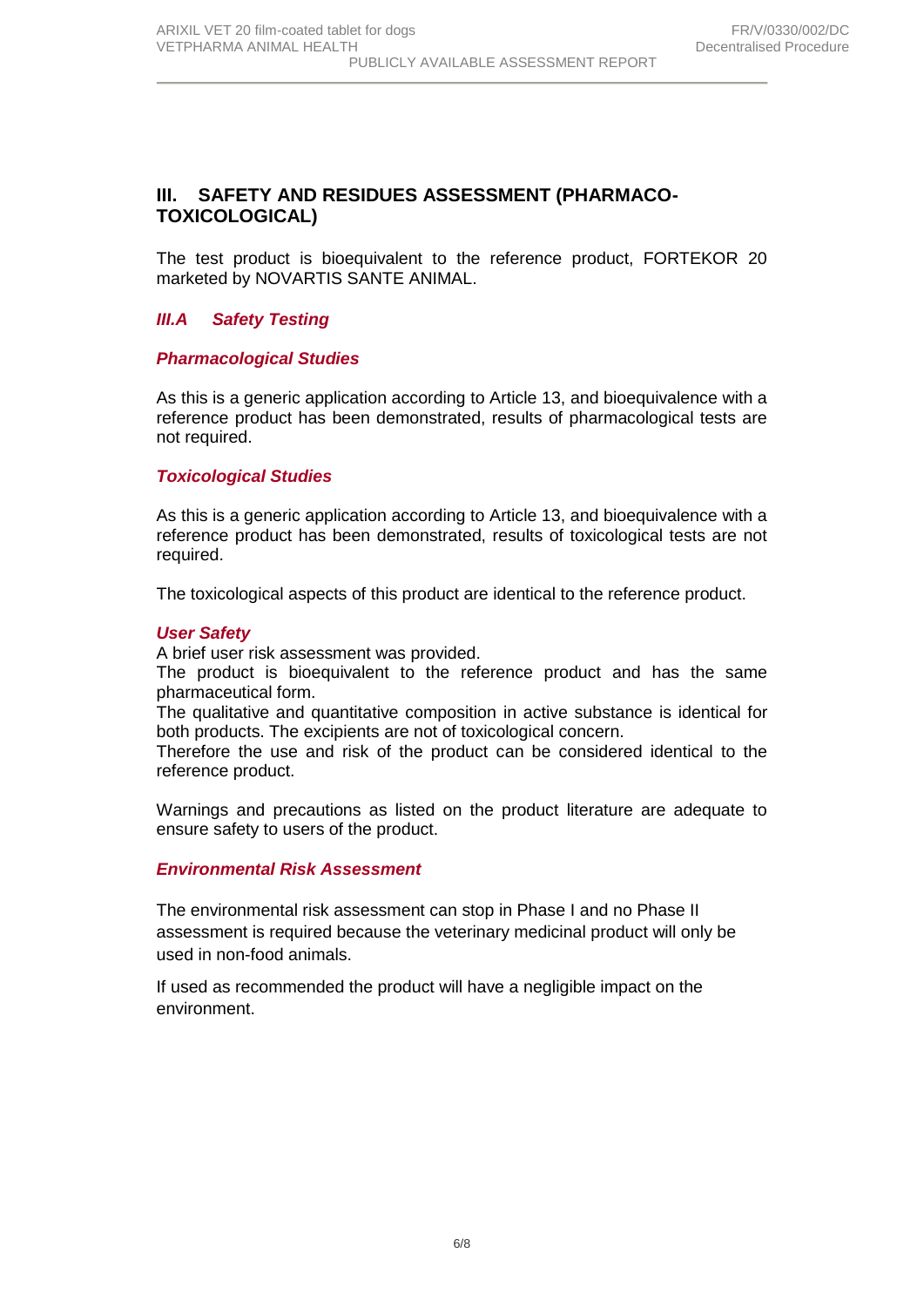## III. SAFETY AND RESIDUES ASSESSMENT (PHARMACO-TOXICOLOGICAL)

The test product is bioequivalent to the reference product, FORTEKOR 20 marketed by NOVARTIS SANTE ANIMAL.

### *III.A Safety Testing*

#### *Pharmacological Studies*

As this is a generic application according to Article 13, and bioequivalence with a reference product has been demonstrated, results of pharmacological tests are not required.

#### *Toxicological Studies*

As this is a generic application according to Article 13, and bioequivalence with a reference product has been demonstrated, results of toxicological tests are not required.

The toxicological aspects of this product are identical to the reference product.

#### *User Safety*

A brief user risk assessment was provided.
The product is bioequivalent to the reference product and has the same pharmaceutical form.
The qualitative and quantitative composition in active substance is identical for both products. The excipients are not of toxicological concern.
Therefore the use and risk of the product can be considered identical to the reference product.

Warnings and precautions as listed on the product literature are adequate to ensure safety to users of the product.

#### *Environmental Risk Assessment*

The environmental risk assessment can stop in Phase I and no Phase II assessment is required because the veterinary medicinal product will only be used in non-food animals.

If used as recommended the product will have a negligible impact on the environment.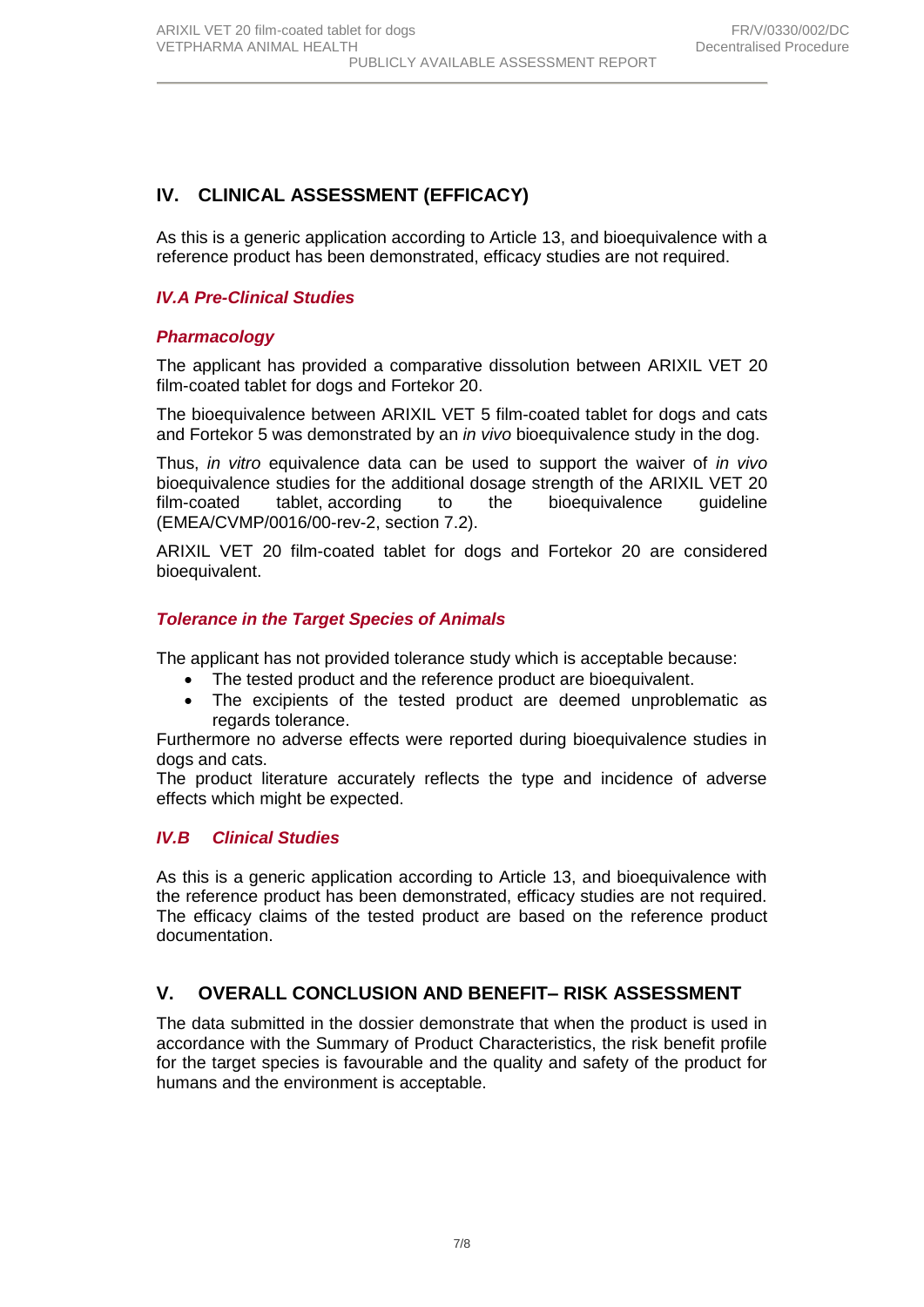## IV. CLINICAL ASSESSMENT (EFFICACY)

As this is a generic application according to Article 13, and bioequivalence with a reference product has been demonstrated, efficacy studies are not required.

### *IV.A Pre-Clinical Studies*

#### *Pharmacology*

The applicant has provided a comparative dissolution between ARIXIL VET 20 film-coated tablet for dogs and Fortekor 20.

The bioequivalence between ARIXIL VET 5 film-coated tablet for dogs and cats and Fortekor 5 was demonstrated by an *in vivo* bioequivalence study in the dog.

Thus, *in vitro* equivalence data can be used to support the waiver of *in vivo* bioequivalence studies for the additional dosage strength of the ARIXIL VET 20 film-coated tablet, according to the bioequivalence guideline (EMEA/CVMP/0016/00-rev-2, section 7.2).

ARIXIL VET 20 film-coated tablet for dogs and Fortekor 20 are considered bioequivalent.

#### *Tolerance in the Target Species of Animals*

The applicant has not provided tolerance study which is acceptable because:

- The tested product and the reference product are bioequivalent.
- The excipients of the tested product are deemed unproblematic as regards tolerance.

Furthermore no adverse effects were reported during bioequivalence studies in dogs and cats.
The product literature accurately reflects the type and incidence of adverse effects which might be expected.

### *IV.B Clinical Studies*

As this is a generic application according to Article 13, and bioequivalence with the reference product has been demonstrated, efficacy studies are not required. The efficacy claims of the tested product are based on the reference product documentation.

## V. OVERALL CONCLUSION AND BENEFIT– RISK ASSESSMENT

The data submitted in the dossier demonstrate that when the product is used in accordance with the Summary of Product Characteristics, the risk benefit profile for the target species is favourable and the quality and safety of the product for humans and the environment is acceptable.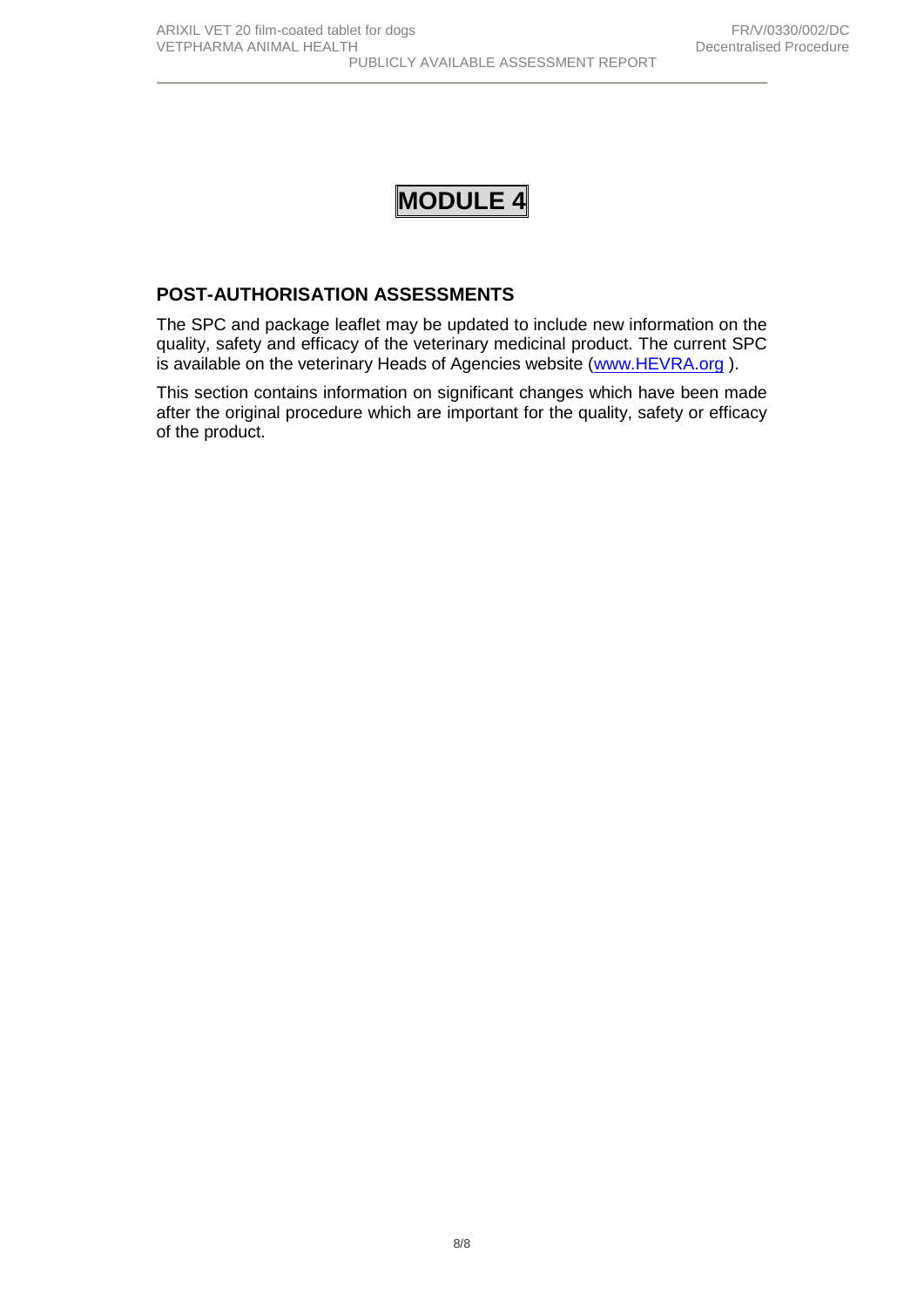# MODULE 4

## POST-AUTHORISATION ASSESSMENTS

The SPC and package leaflet may be updated to include new information on the quality, safety and efficacy of the veterinary medicinal product. The current SPC is available on the veterinary Heads of Agencies website (www.HEVRA.org ).

This section contains information on significant changes which have been made after the original procedure which are important for the quality, safety or efficacy of the product.